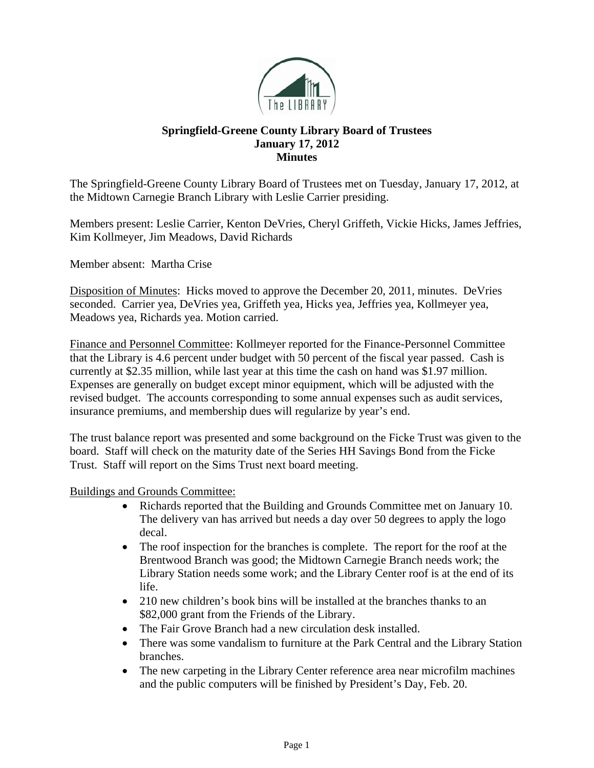# Springfield-Greene County Library Board of Trustees
## January 17, 2012
## Minutes

The Springfield-Greene County Library Board of Trustees met on Tuesday, January 17, 2012, at the Midtown Carnegie Branch Library with Leslie Carrier presiding.

Members present: Leslie Carrier, Kenton DeVries, Cheryl Griffeth, Vickie Hicks, James Jeffries, Kim Kollmeyer, Jim Meadows, David Richards

Member absent: Martha Crise

Disposition of Minutes: Hicks moved to approve the December 20, 2011, minutes. DeVries seconded. Carrier yea, DeVries yea, Griffeth yea, Hicks yea, Jeffries yea, Kollmeyer yea, Meadows yea, Richards yea. Motion carried.

Finance and Personnel Committee: Kollmeyer reported for the Finance-Personnel Committee that the Library is 4.6 percent under budget with 50 percent of the fiscal year passed. Cash is currently at $2.35 million, while last year at this time the cash on hand was $1.97 million. Expenses are generally on budget except minor equipment, which will be adjusted with the revised budget. The accounts corresponding to some annual expenses such as audit services, insurance premiums, and membership dues will regularize by year's end.

The trust balance report was presented and some background on the Ficke Trust was given to the board. Staff will check on the maturity date of the Series HH Savings Bond from the Ficke Trust. Staff will report on the Sims Trust next board meeting.

Buildings and Grounds Committee:

- Richards reported that the Building and Grounds Committee met on January 10. The delivery van has arrived but needs a day over 50 degrees to apply the logo decal.
- The roof inspection for the branches is complete. The report for the roof at the Brentwood Branch was good; the Midtown Carnegie Branch needs work; the Library Station needs some work; and the Library Center roof is at the end of its life.
- 210 new children's book bins will be installed at the branches thanks to an $82,000 grant from the Friends of the Library.
- The Fair Grove Branch had a new circulation desk installed.
- There was some vandalism to furniture at the Park Central and the Library Station branches.
- The new carpeting in the Library Center reference area near microfilm machines and the public computers will be finished by President's Day, Feb. 20.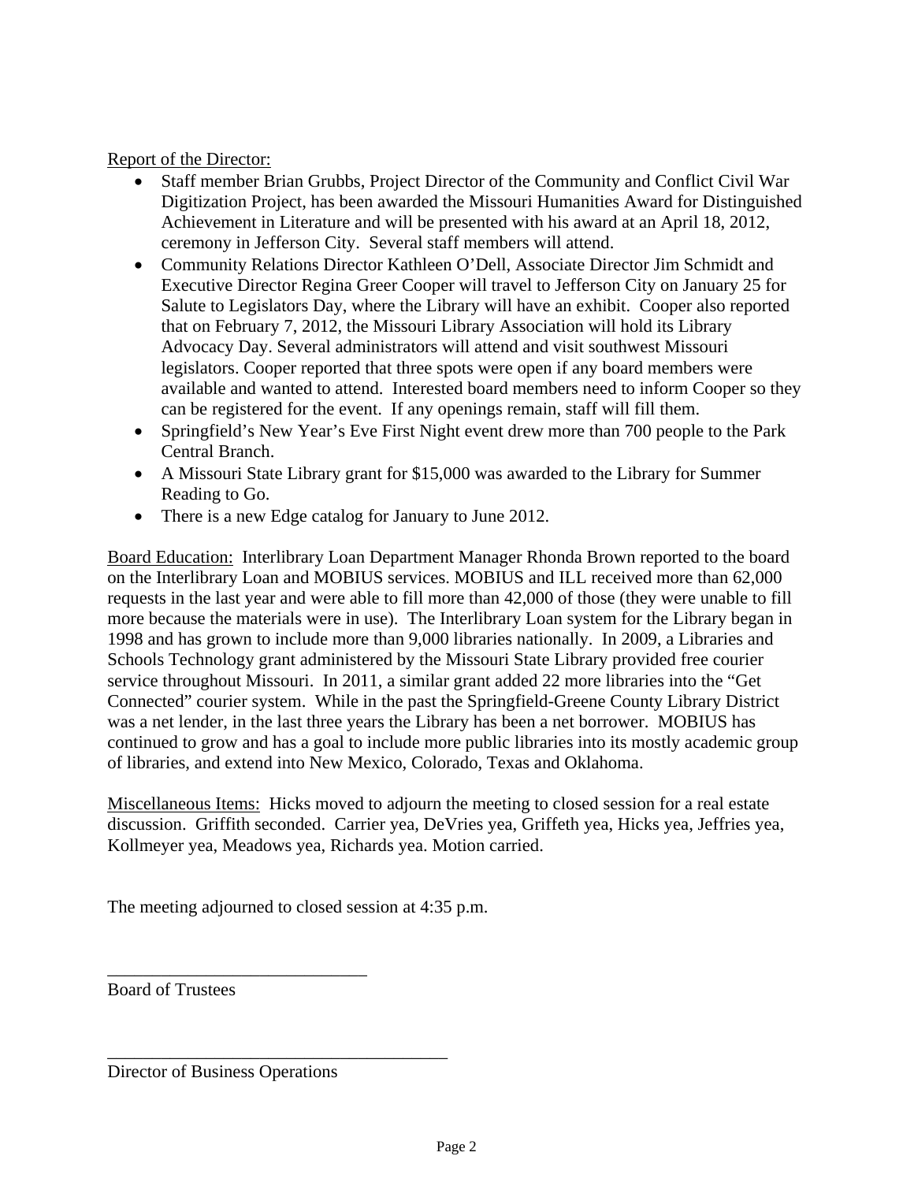Report of the Director:

- Staff member Brian Grubbs, Project Director of the Community and Conflict Civil War Digitization Project, has been awarded the Missouri Humanities Award for Distinguished Achievement in Literature and will be presented with his award at an April 18, 2012, ceremony in Jefferson City. Several staff members will attend.
- Community Relations Director Kathleen O'Dell, Associate Director Jim Schmidt and Executive Director Regina Greer Cooper will travel to Jefferson City on January 25 for Salute to Legislators Day, where the Library will have an exhibit. Cooper also reported that on February 7, 2012, the Missouri Library Association will hold its Library Advocacy Day. Several administrators will attend and visit southwest Missouri legislators. Cooper reported that three spots were open if any board members were available and wanted to attend. Interested board members need to inform Cooper so they can be registered for the event. If any openings remain, staff will fill them.
- Springfield's New Year's Eve First Night event drew more than 700 people to the Park Central Branch.
- A Missouri State Library grant for $15,000 was awarded to the Library for Summer Reading to Go.
- There is a new Edge catalog for January to June 2012.

Board Education: Interlibrary Loan Department Manager Rhonda Brown reported to the board on the Interlibrary Loan and MOBIUS services. MOBIUS and ILL received more than 62,000 requests in the last year and were able to fill more than 42,000 of those (they were unable to fill more because the materials were in use). The Interlibrary Loan system for the Library began in 1998 and has grown to include more than 9,000 libraries nationally. In 2009, a Libraries and Schools Technology grant administered by the Missouri State Library provided free courier service throughout Missouri. In 2011, a similar grant added 22 more libraries into the "Get Connected" courier system. While in the past the Springfield-Greene County Library District was a net lender, in the last three years the Library has been a net borrower. MOBIUS has continued to grow and has a goal to include more public libraries into its mostly academic group of libraries, and extend into New Mexico, Colorado, Texas and Oklahoma.

Miscellaneous Items: Hicks moved to adjourn the meeting to closed session for a real estate discussion. Griffith seconded. Carrier yea, DeVries yea, Griffeth yea, Hicks yea, Jeffries yea, Kollmeyer yea, Meadows yea, Richards yea. Motion carried.

The meeting adjourned to closed session at 4:35 p.m.

_____________________________

Board of Trustees

_____________________________________

Director of Business Operations